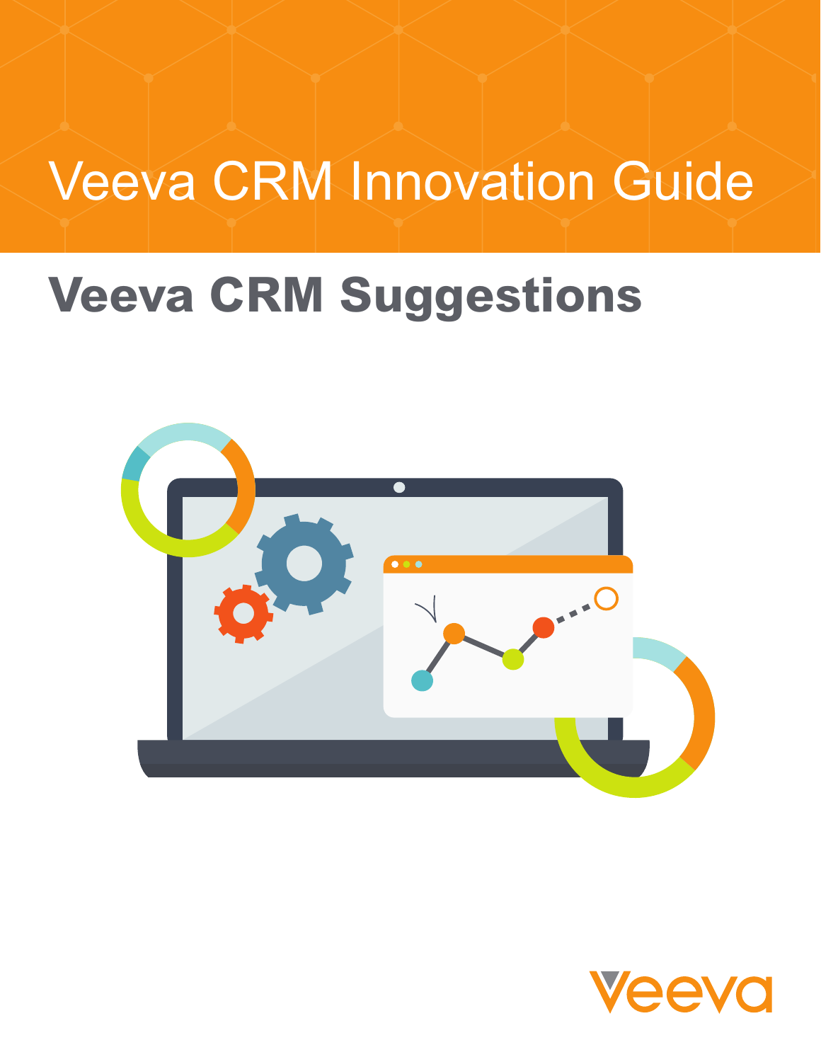# Veeva CRM Innovation Guide

## Veeva CRM Suggestions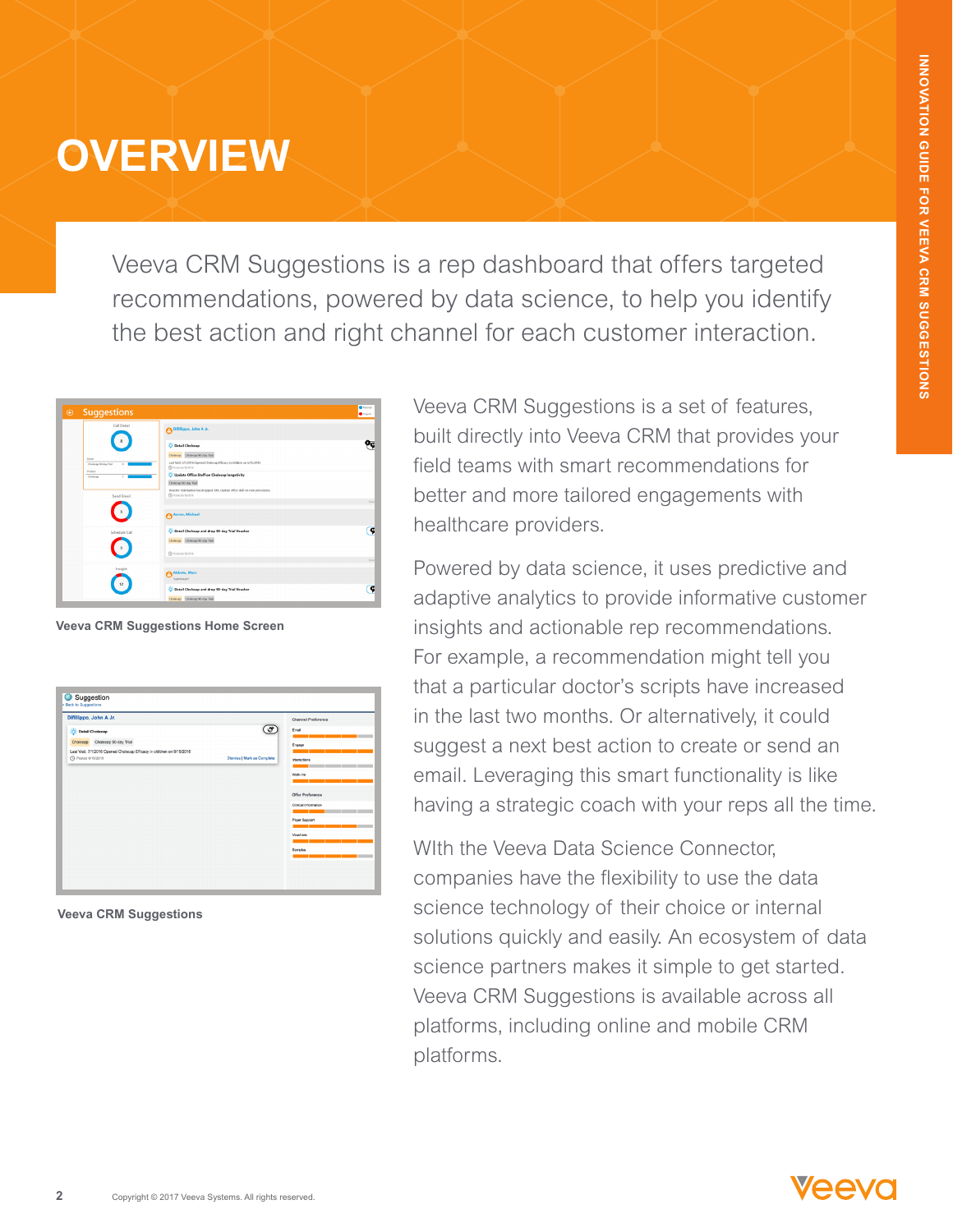# OVERVIEW

Veeva CRM Suggestions is a rep dashboard that offers targeted recommendations, powered by data science, to help you identify the best action and right channel for each customer interaction.

Veeva CRM Suggestions Home Screen

Veeva CRM Suggestions

Veeva CRM Suggestions is a set of features, built directly into Veeva CRM that provides your field teams with smart recommendations for better and more tailored engagements with healthcare providers.

Powered by data science, it uses predictive and adaptive analytics to provide informative customer insights and actionable rep recommendations. For example, a recommendation might tell you that a particular doctor's scripts have increased in the last two months. Or alternatively, it could suggest a next best action to create or send an email. Leveraging this smart functionality is like having a strategic coach with your reps all the time.

WIth the Veeva Data Science Connector, companies have the flexibility to use the data science technology of their choice or internal solutions quickly and easily. An ecosystem of data science partners makes it simple to get started. Veeva CRM Suggestions is available across all platforms, including online and mobile CRM platforms.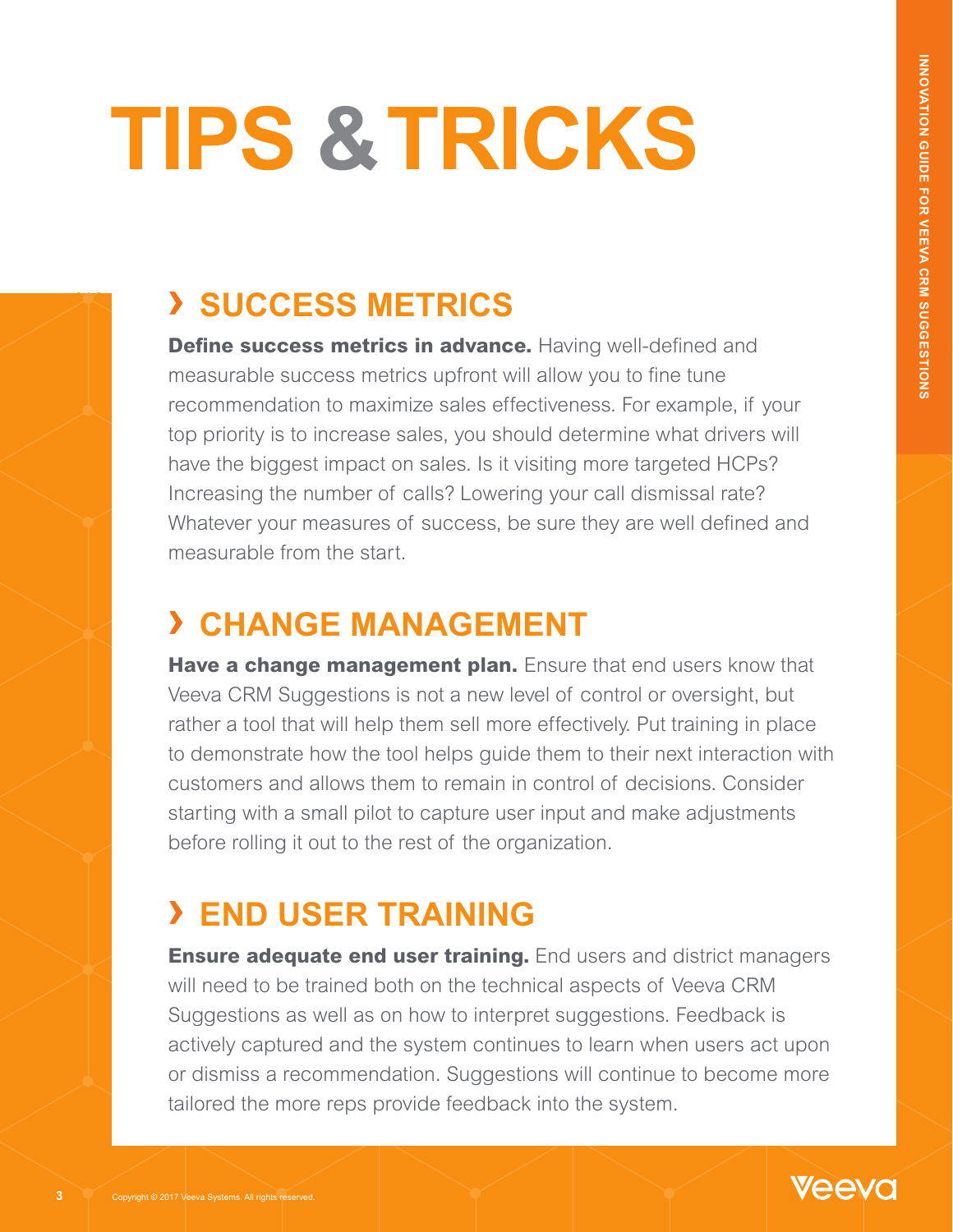# TIPS & TRICKS

## › SUCCESS METRICS

**Define success metrics in advance.** Having well-defined and measurable success metrics upfront will allow you to fine tune recommendation to maximize sales effectiveness. For example, if your top priority is to increase sales, you should determine what drivers will have the biggest impact on sales. Is it visiting more targeted HCPs? Increasing the number of calls? Lowering your call dismissal rate? Whatever your measures of success, be sure they are well defined and measurable from the start.

## › CHANGE MANAGEMENT

**Have a change management plan.** Ensure that end users know that Veeva CRM Suggestions is not a new level of control or oversight, but rather a tool that will help them sell more effectively. Put training in place to demonstrate how the tool helps guide them to their next interaction with customers and allows them to remain in control of decisions. Consider starting with a small pilot to capture user input and make adjustments before rolling it out to the rest of the organization.

## › END USER TRAINING

**Ensure adequate end user training.** End users and district managers will need to be trained both on the technical aspects of Veeva CRM Suggestions as well as on how to interpret suggestions. Feedback is actively captured and the system continues to learn when users act upon or dismiss a recommendation. Suggestions will continue to become more tailored the more reps provide feedback into the system.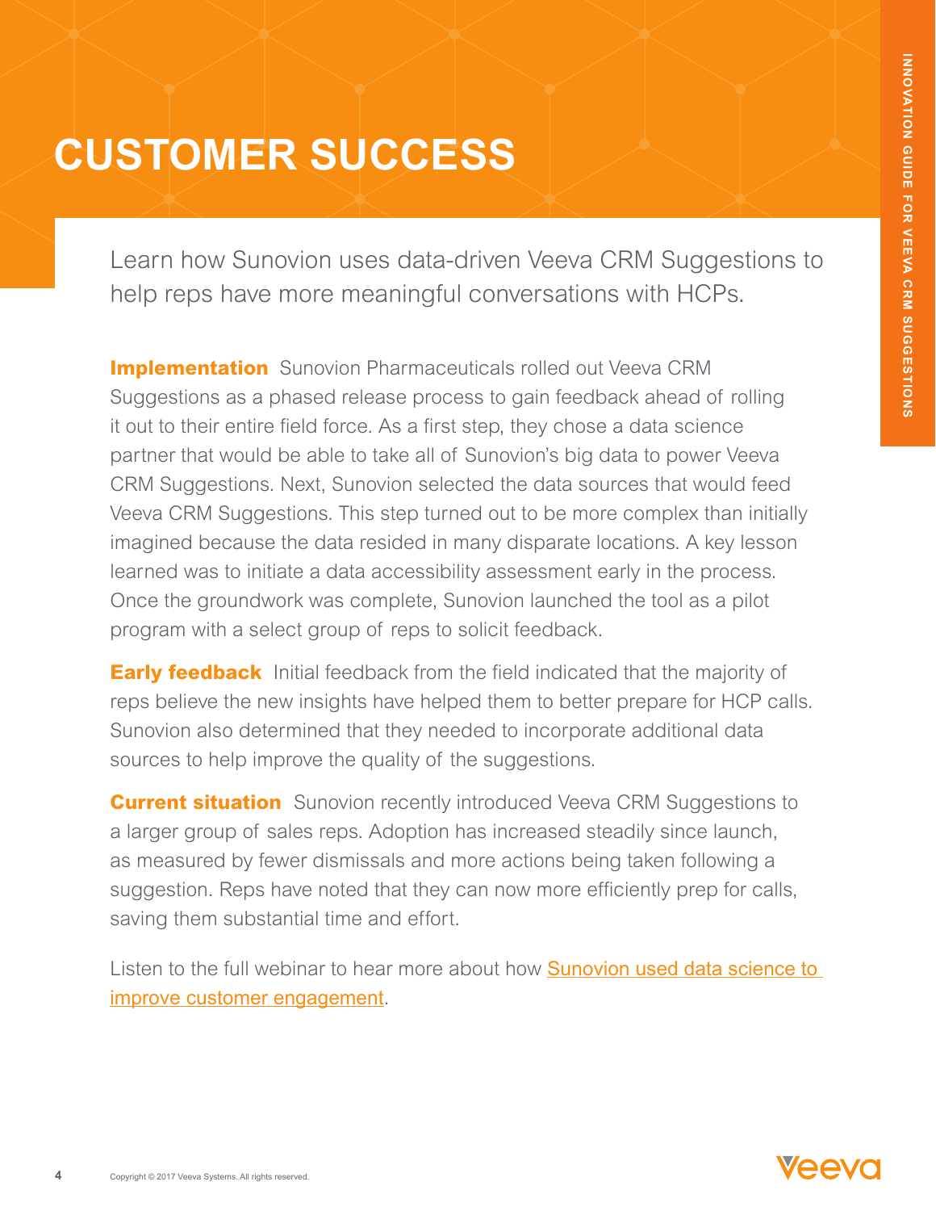# CUSTOMER SUCCESS

Learn how Sunovion uses data-driven Veeva CRM Suggestions to help reps have more meaningful conversations with HCPs.

**Implementation** Sunovion Pharmaceuticals rolled out Veeva CRM Suggestions as a phased release process to gain feedback ahead of rolling it out to their entire field force. As a first step, they chose a data science partner that would be able to take all of Sunovion's big data to power Veeva CRM Suggestions. Next, Sunovion selected the data sources that would feed Veeva CRM Suggestions. This step turned out to be more complex than initially imagined because the data resided in many disparate locations. A key lesson learned was to initiate a data accessibility assessment early in the process. Once the groundwork was complete, Sunovion launched the tool as a pilot program with a select group of reps to solicit feedback.

**Early feedback** Initial feedback from the field indicated that the majority of reps believe the new insights have helped them to better prepare for HCP calls. Sunovion also determined that they needed to incorporate additional data sources to help improve the quality of the suggestions.

**Current situation** Sunovion recently introduced Veeva CRM Suggestions to a larger group of sales reps. Adoption has increased steadily since launch, as measured by fewer dismissals and more actions being taken following a suggestion. Reps have noted that they can now more efficiently prep for calls, saving them substantial time and effort.

Listen to the full webinar to hear more about how Sunovion used data science to improve customer engagement.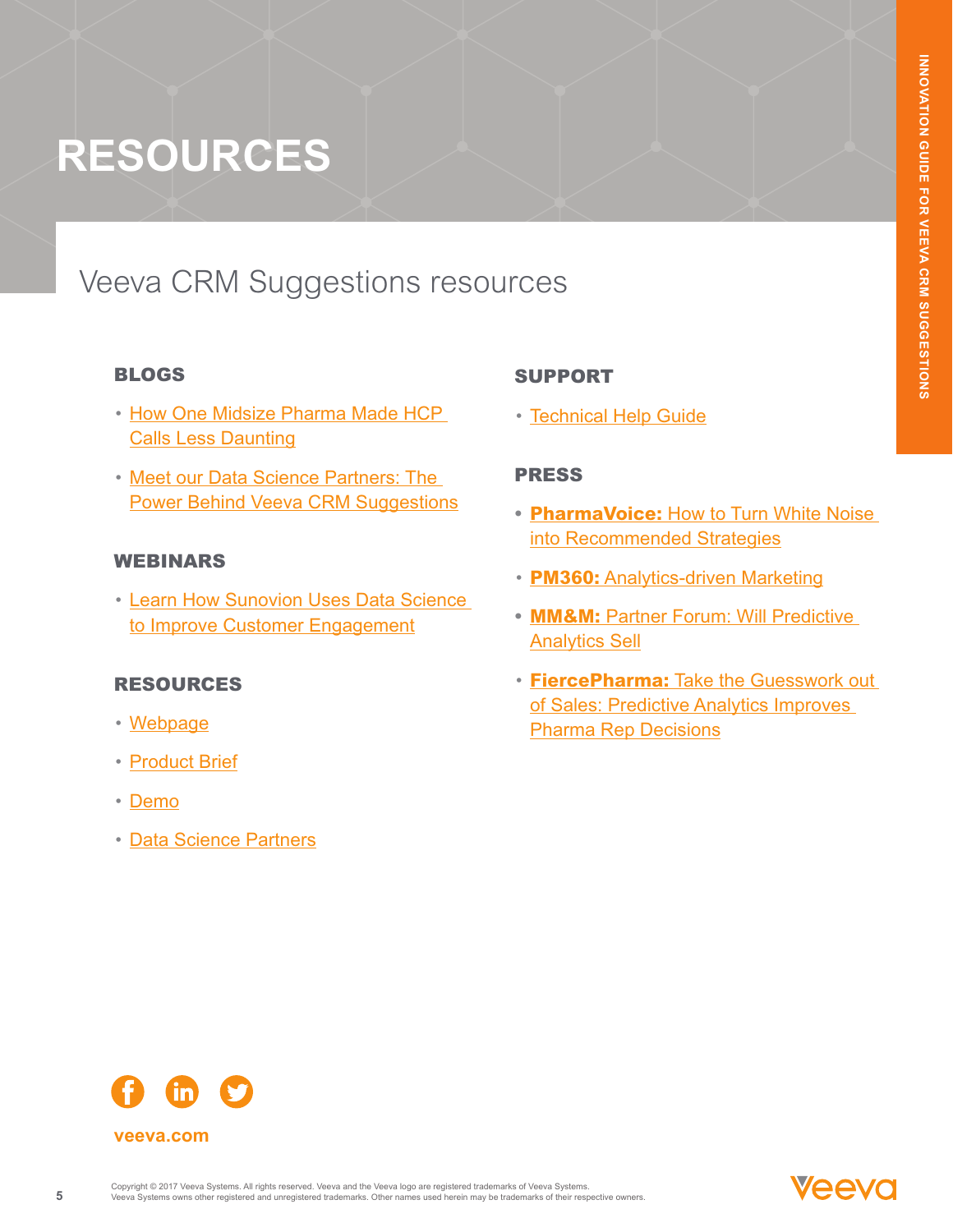# RESOURCES

## Veeva CRM Suggestions resources

### BLOGS

- How One Midsize Pharma Made HCP Calls Less Daunting
- Meet our Data Science Partners: The Power Behind Veeva CRM Suggestions

### WEBINARS

- Learn How Sunovion Uses Data Science to Improve Customer Engagement

### RESOURCES

- Webpage
- Product Brief
- Demo
- Data Science Partners

### SUPPORT

- Technical Help Guide

### PRESS

- **PharmaVoice:** How to Turn White Noise into Recommended Strategies
- **PM360:** Analytics-driven Marketing
- **MM&M:** Partner Forum: Will Predictive Analytics Sell
- **FiercePharma:** Take the Guesswork out of Sales: Predictive Analytics Improves Pharma Rep Decisions

**veeva.com**

Copyright © 2017 Veeva Systems. All rights reserved. Veeva and the Veeva logo are registered trademarks of Veeva Systems. Veeva Systems owns other registered and unregistered trademarks. Other names used herein may be trademarks of their respective owners.